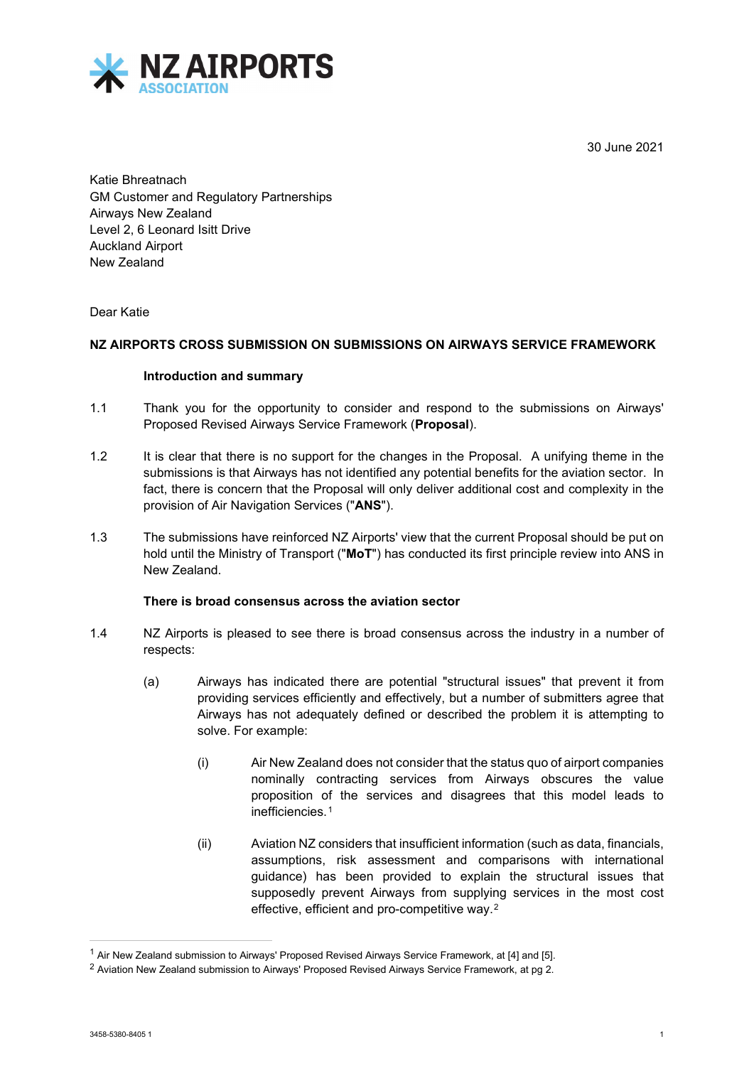**NZ AIRPORTS ASSOCIATION**

30 June 2021

Katie Bhreatnach
GM Customer and Regulatory Partnerships
Airways New Zealand
Level 2, 6 Leonard Isitt Drive
Auckland Airport
New Zealand

Dear Katie

**NZ AIRPORTS CROSS SUBMISSION ON SUBMISSIONS ON AIRWAYS SERVICE FRAMEWORK**

**Introduction and summary**

1.1 Thank you for the opportunity to consider and respond to the submissions on Airways' Proposed Revised Airways Service Framework (**Proposal**).

1.2 It is clear that there is no support for the changes in the Proposal. A unifying theme in the submissions is that Airways has not identified any potential benefits for the aviation sector. In fact, there is concern that the Proposal will only deliver additional cost and complexity in the provision of Air Navigation Services ("**ANS**").

1.3 The submissions have reinforced NZ Airports' view that the current Proposal should be put on hold until the Ministry of Transport ("**MoT**") has conducted its first principle review into ANS in New Zealand.

**There is broad consensus across the aviation sector**

1.4 NZ Airports is pleased to see there is broad consensus across the industry in a number of respects:

(a) Airways has indicated there are potential "structural issues" that prevent it from providing services efficiently and effectively, but a number of submitters agree that Airways has not adequately defined or described the problem it is attempting to solve. For example:

(i) Air New Zealand does not consider that the status quo of airport companies nominally contracting services from Airways obscures the value proposition of the services and disagrees that this model leads to inefficiencies.[1]

(ii) Aviation NZ considers that insufficient information (such as data, financials, assumptions, risk assessment and comparisons with international guidance) has been provided to explain the structural issues that supposedly prevent Airways from supplying services in the most cost effective, efficient and pro-competitive way.[2]

---

[1] Air New Zealand submission to Airways' Proposed Revised Airways Service Framework, at [4] and [5].

[2] Aviation New Zealand submission to Airways' Proposed Revised Airways Service Framework, at pg 2.

3458-5380-8405 1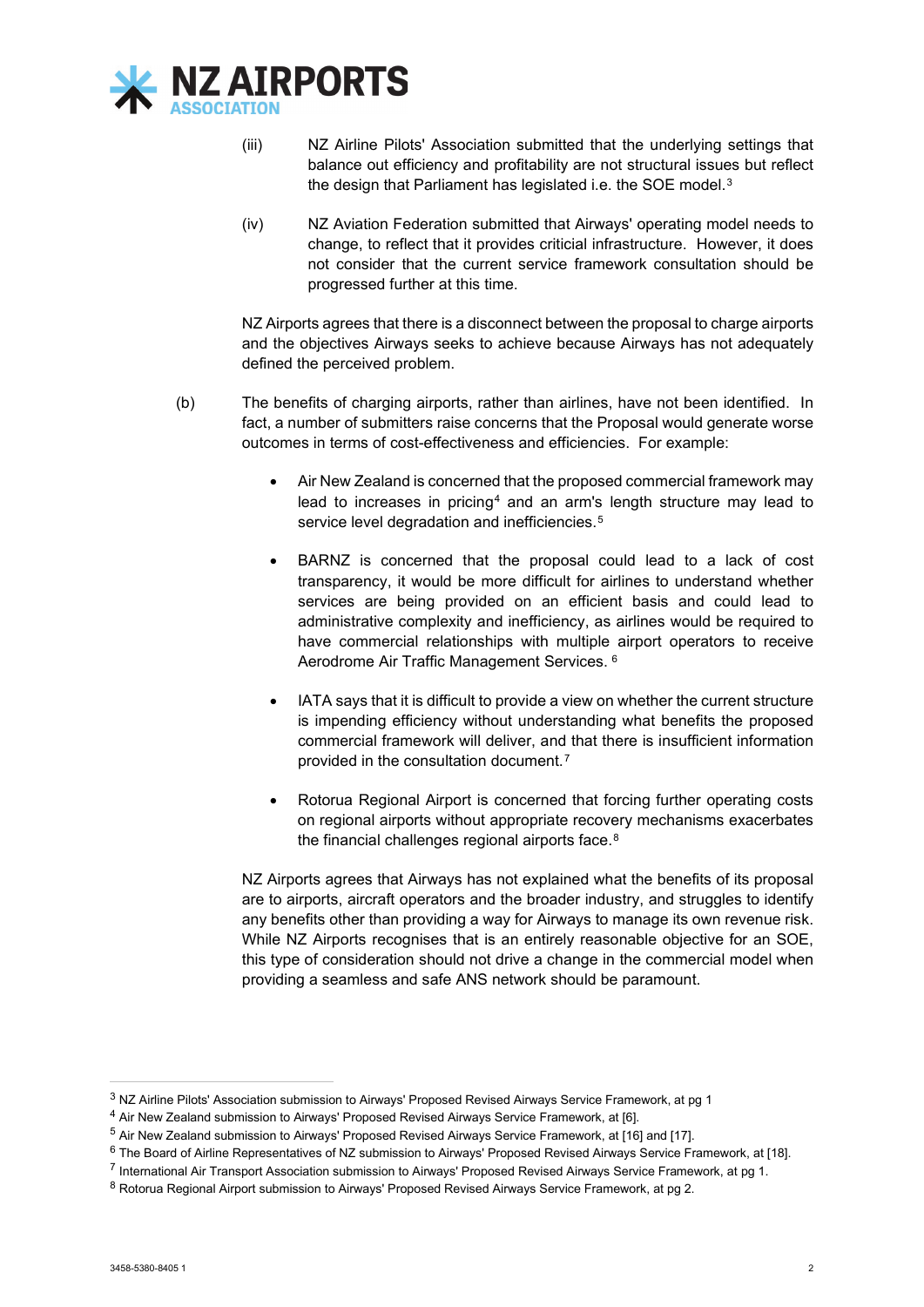(iii) NZ Airline Pilots' Association submitted that the underlying settings that balance out efficiency and profitability are not structural issues but reflect the design that Parliament has legislated i.e. the SOE model.[3]

(iv) NZ Aviation Federation submitted that Airways' operating model needs to change, to reflect that it provides criticial infrastructure. However, it does not consider that the current service framework consultation should be progressed further at this time.

NZ Airports agrees that there is a disconnect between the proposal to charge airports and the objectives Airways seeks to achieve because Airways has not adequately defined the perceived problem.

(b) The benefits of charging airports, rather than airlines, have not been identified. In fact, a number of submitters raise concerns that the Proposal would generate worse outcomes in terms of cost-effectiveness and efficiencies. For example:

- Air New Zealand is concerned that the proposed commercial framework may lead to increases in pricing[4] and an arm's length structure may lead to service level degradation and inefficiencies.[5]

- BARNZ is concerned that the proposal could lead to a lack of cost transparency, it would be more difficult for airlines to understand whether services are being provided on an efficient basis and could lead to administrative complexity and inefficiency, as airlines would be required to have commercial relationships with multiple airport operators to receive Aerodrome Air Traffic Management Services.[6]

- IATA says that it is difficult to provide a view on whether the current structure is impending efficiency without understanding what benefits the proposed commercial framework will deliver, and that there is insufficient information provided in the consultation document.[7]

- Rotorua Regional Airport is concerned that forcing further operating costs on regional airports without appropriate recovery mechanisms exacerbates the financial challenges regional airports face.[8]

NZ Airports agrees that Airways has not explained what the benefits of its proposal are to airports, aircraft operators and the broader industry, and struggles to identify any benefits other than providing a way for Airways to manage its own revenue risk. While NZ Airports recognises that is an entirely reasonable objective for an SOE, this type of consideration should not drive a change in the commercial model when providing a seamless and safe ANS network should be paramount.

---

[3] NZ Airline Pilots' Association submission to Airways' Proposed Revised Airways Service Framework, at pg 1

[4] Air New Zealand submission to Airways' Proposed Revised Airways Service Framework, at [6].

[5] Air New Zealand submission to Airways' Proposed Revised Airways Service Framework, at [16] and [17].

[6] The Board of Airline Representatives of NZ submission to Airways' Proposed Revised Airways Service Framework, at [18].

[7] International Air Transport Association submission to Airways' Proposed Revised Airways Service Framework, at pg 1.

[8] Rotorua Regional Airport submission to Airways' Proposed Revised Airways Service Framework, at pg 2.

3458-5380-8405 1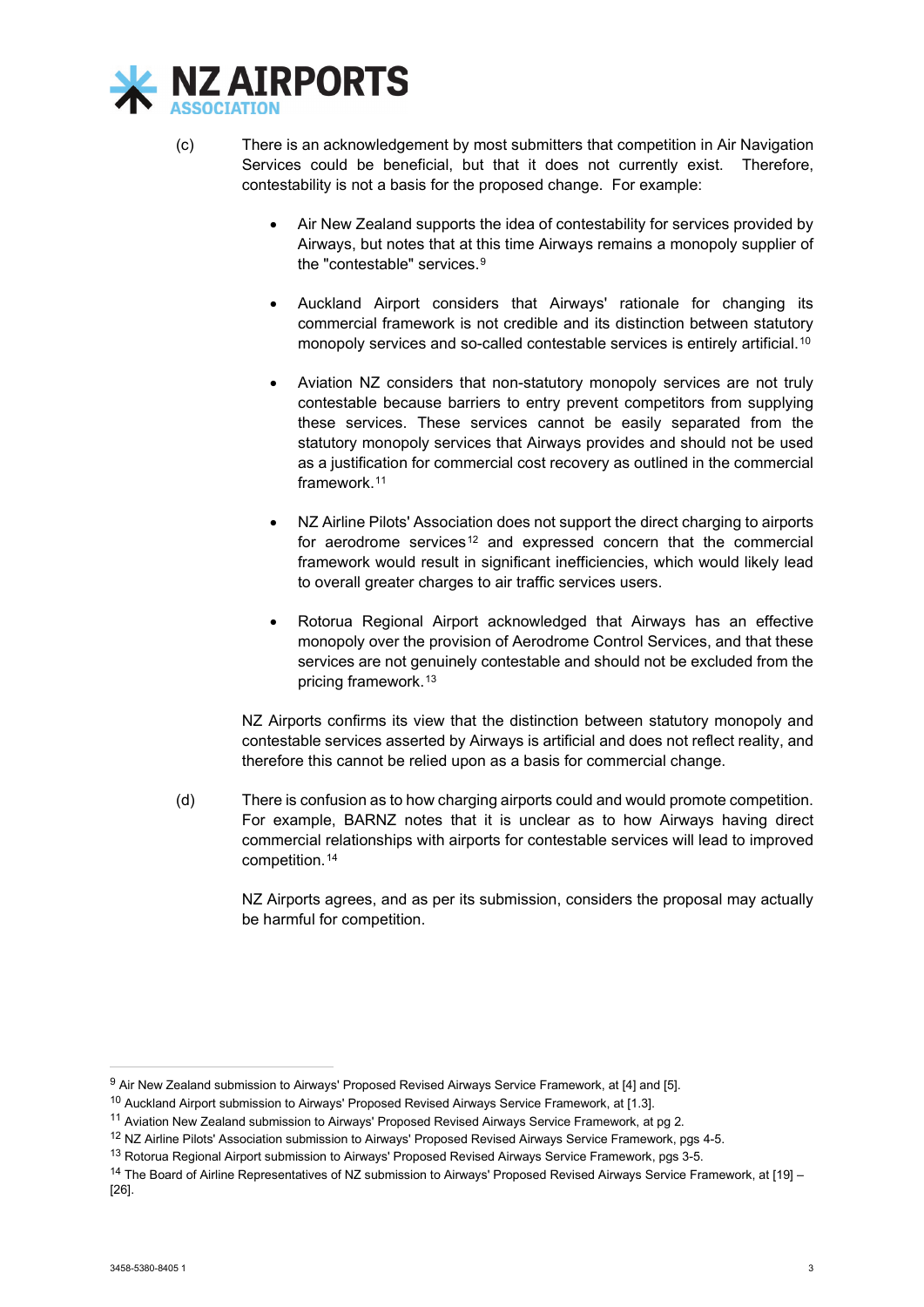(c) There is an acknowledgement by most submitters that competition in Air Navigation Services could be beneficial, but that it does not currently exist. Therefore, contestability is not a basis for the proposed change. For example:

- Air New Zealand supports the idea of contestability for services provided by Airways, but notes that at this time Airways remains a monopoly supplier of the "contestable" services.[9]

- Auckland Airport considers that Airways' rationale for changing its commercial framework is not credible and its distinction between statutory monopoly services and so-called contestable services is entirely artificial.[10]

- Aviation NZ considers that non-statutory monopoly services are not truly contestable because barriers to entry prevent competitors from supplying these services. These services cannot be easily separated from the statutory monopoly services that Airways provides and should not be used as a justification for commercial cost recovery as outlined in the commercial framework.[11]

- NZ Airline Pilots' Association does not support the direct charging to airports for aerodrome services[12] and expressed concern that the commercial framework would result in significant inefficiencies, which would likely lead to overall greater charges to air traffic services users.

- Rotorua Regional Airport acknowledged that Airways has an effective monopoly over the provision of Aerodrome Control Services, and that these services are not genuinely contestable and should not be excluded from the pricing framework.[13]

NZ Airports confirms its view that the distinction between statutory monopoly and contestable services asserted by Airways is artificial and does not reflect reality, and therefore this cannot be relied upon as a basis for commercial change.

(d) There is confusion as to how charging airports could and would promote competition. For example, BARNZ notes that it is unclear as to how Airways having direct commercial relationships with airports for contestable services will lead to improved competition.[14]

NZ Airports agrees, and as per its submission, considers the proposal may actually be harmful for competition.

---

[9] Air New Zealand submission to Airways' Proposed Revised Airways Service Framework, at [4] and [5].

[10] Auckland Airport submission to Airways' Proposed Revised Airways Service Framework, at [1.3].

[11] Aviation New Zealand submission to Airways' Proposed Revised Airways Service Framework, at pg 2.

[12] NZ Airline Pilots' Association submission to Airways' Proposed Revised Airways Service Framework, pgs 4-5.

[13] Rotorua Regional Airport submission to Airways' Proposed Revised Airways Service Framework, pgs 3-5.

[14] The Board of Airline Representatives of NZ submission to Airways' Proposed Revised Airways Service Framework, at [19] – [26].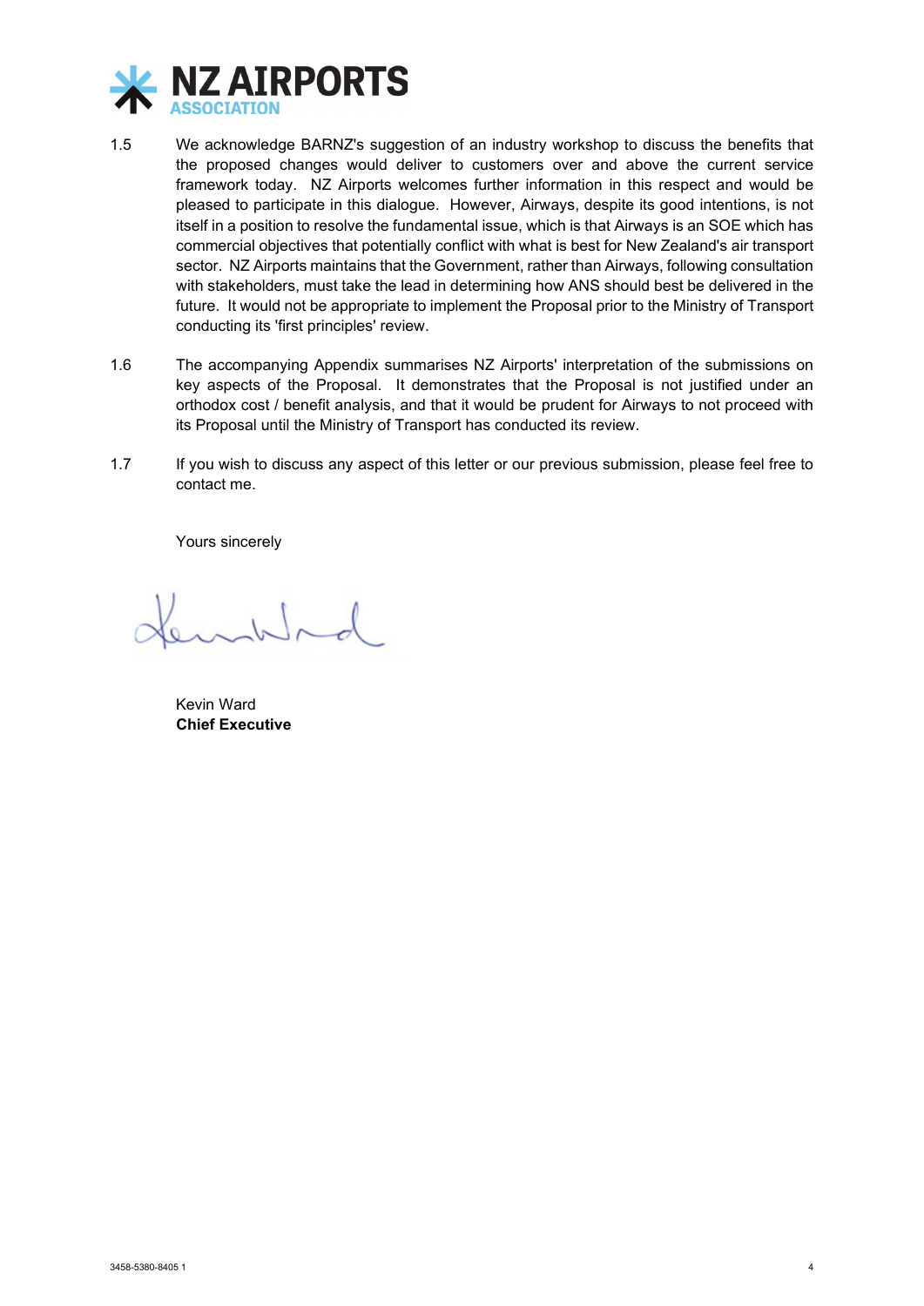1.5 We acknowledge BARNZ's suggestion of an industry workshop to discuss the benefits that the proposed changes would deliver to customers over and above the current service framework today. NZ Airports welcomes further information in this respect and would be pleased to participate in this dialogue. However, Airways, despite its good intentions, is not itself in a position to resolve the fundamental issue, which is that Airways is an SOE which has commercial objectives that potentially conflict with what is best for New Zealand's air transport sector. NZ Airports maintains that the Government, rather than Airways, following consultation with stakeholders, must take the lead in determining how ANS should best be delivered in the future. It would not be appropriate to implement the Proposal prior to the Ministry of Transport conducting its 'first principles' review.

1.6 The accompanying Appendix summarises NZ Airports' interpretation of the submissions on key aspects of the Proposal. It demonstrates that the Proposal is not justified under an orthodox cost / benefit analysis, and that it would be prudent for Airways to not proceed with its Proposal until the Ministry of Transport has conducted its review.

1.7 If you wish to discuss any aspect of this letter or our previous submission, please feel free to contact me.

Yours sincerely

Kevin Ward
**Chief Executive**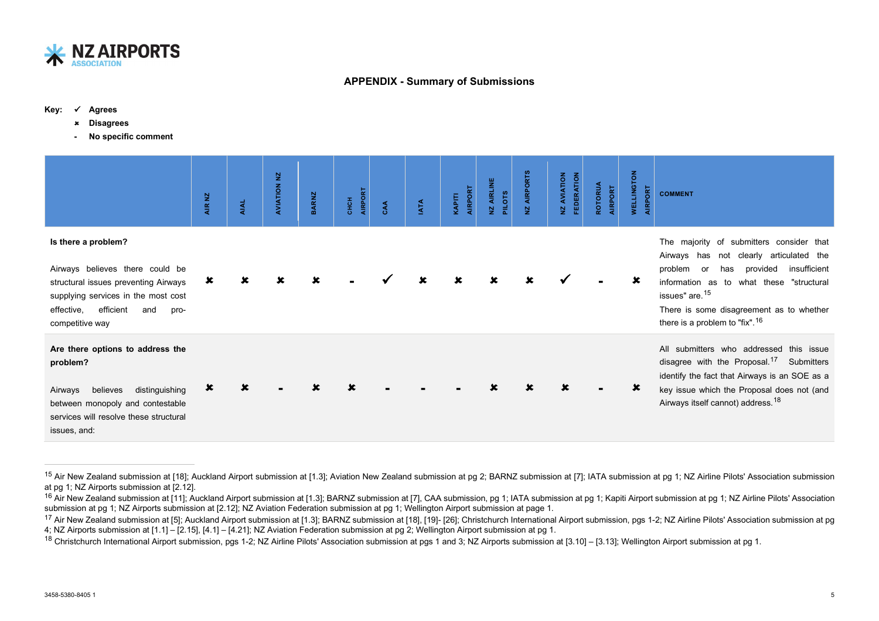## APPENDIX - Summary of Submissions

**Key:** ✓ **Agrees**

✖ **Disagrees**

\- **No specific comment**

| | AIR NZ | AIAL | AVIATION NZ | BARNZ | CHCH AIRPORT | CAA | IATA | KAPITI AIRPORT | NZ AIRLINE PILOTS | NZ AIRPORTS | NZ AVIATION FEDERATION | ROTORUA AIRPORT | WELLINGTON AIRPORT | COMMENT |
|---|---|---|---|---|---|---|---|---|---|---|---|---|---|---|
| **Is there a problem?**<br><br>Airways believes there could be structural issues preventing Airways supplying services in the most cost effective, efficient and pro-competitive way | ✖ | ✖ | ✖ | ✖ | - | ✓ | ✖ | ✖ | ✖ | ✖ | ✓ | - | ✖ | The majority of submitters consider that Airways has not clearly articulated the problem or has provided insufficient information as to what these "structural issues" are.[15]<br><br>There is some disagreement as to whether there is a problem to "fix".[16] |
| **Are there options to address the problem?**<br><br>Airways believes distinguishing between monopoly and contestable services will resolve these structural issues, and: | ✖ | ✖ | - | ✖ | ✖ | - | - | - | ✖ | ✖ | ✖ | - | ✖ | All submitters who addressed this issue disagree with the Proposal.[17] Submitters identify the fact that Airways is an SOE as a key issue which the Proposal does not (and Airways itself cannot) address.[18] |

[15] Air New Zealand submission at [18]; Auckland Airport submission at [1.3]; Aviation New Zealand submission at pg 2; BARNZ submission at [7]; IATA submission at pg 1; NZ Airline Pilots' Association submission at pg 1; NZ Airports submission at [2.12].

[16] Air New Zealand submission at [11]; Auckland Airport submission at [1.3]; BARNZ submission at [7], CAA submission, pg 1; IATA submission at pg 1; Kapiti Airport submission at pg 1; NZ Airline Pilots' Association submission at pg 1; NZ Airports submission at [2.12]; NZ Aviation Federation submission at pg 1; Wellington Airport submission at page 1.

[17] Air New Zealand submission at [5]; Auckland Airport submission at [1.3]; BARNZ submission at [18], [19]- [26]; Christchurch International Airport submission, pgs 1-2; NZ Airline Pilots' Association submission at pg 4; NZ Airports submission at [1.1] – [2.15], [4.1] – [4.21]; NZ Aviation Federation submission at pg 2; Wellington Airport submission at pg 1.

[18] Christchurch International Airport submission, pgs 1-2; NZ Airline Pilots' Association submission at pgs 1 and 3; NZ Airports submission at [3.10] – [3.13]; Wellington Airport submission at pg 1.

3458-5380-8405 1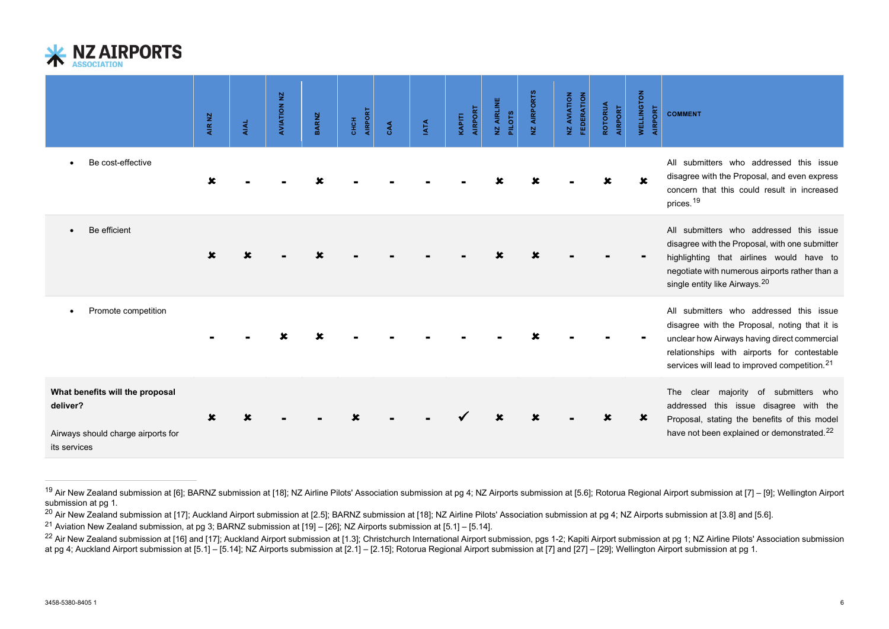| | AIR NZ | AIAL | AVIATION NZ | BARNZ | CHCH AIRPORT | CAA | IATA | KAPITI AIRPORT | NZ AIRLINE PILOTS | NZ AIRPORTS | NZ AVIATION FEDERATION | ROTORUA AIRPORT | WELLINGTON AIRPORT | COMMENT |
|---|---|---|---|---|---|---|---|---|---|---|---|---|---|---|
| • Be cost-effective | ✘ | - | - | ✘ | - | - | - | - | ✘ | ✘ | - | ✘ | ✘ | All submitters who addressed this issue disagree with the Proposal, and even express concern that this could result in increased prices.[19] |
| • Be efficient | ✘ | ✘ | - | ✘ | - | - | - | - | ✘ | ✘ | - | - | - | All submitters who addressed this issue disagree with the Proposal, with one submitter highlighting that airlines would have to negotiate with numerous airports rather than a single entity like Airways.[20] |
| • Promote competition | - | - | ✘ | ✘ | - | - | - | - | - | ✘ | - | - | - | All submitters who addressed this issue disagree with the Proposal, noting that it is unclear how Airways having direct commercial relationships with airports for contestable services will lead to improved competition.[21] |
| **What benefits will the proposal deliver?** Airways should charge airports for its services | ✘ | ✘ | - | - | ✘ | - | - | ✓ | ✘ | ✘ | - | ✘ | ✘ | The clear majority of submitters who addressed this issue disagree with the Proposal, stating the benefits of this model have not been explained or demonstrated.[22] |

---

[19] Air New Zealand submission at [6]; BARNZ submission at [18]; NZ Airline Pilots' Association submission at pg 4; NZ Airports submission at [5.6]; Rotorua Regional Airport submission at [7] – [9]; Wellington Airport submission at pg 1.

[20] Air New Zealand submission at [17]; Auckland Airport submission at [2.5]; BARNZ submission at [18]; NZ Airline Pilots' Association submission at pg 4; NZ Airports submission at [3.8] and [5.6].

[21] Aviation New Zealand submission, at pg 3; BARNZ submission at [19] – [26]; NZ Airports submission at [5.1] – [5.14].

[22] Air New Zealand submission at [16] and [17]; Auckland Airport submission at [1.3]; Christchurch International Airport submission, pgs 1-2; Kapiti Airport submission at pg 1; NZ Airline Pilots' Association submission at pg 4; Auckland Airport submission at [5.1] – [5.14]; NZ Airports submission at [2.1] – [2.15]; Rotorua Regional Airport submission at [7] and [27] – [29]; Wellington Airport submission at pg 1.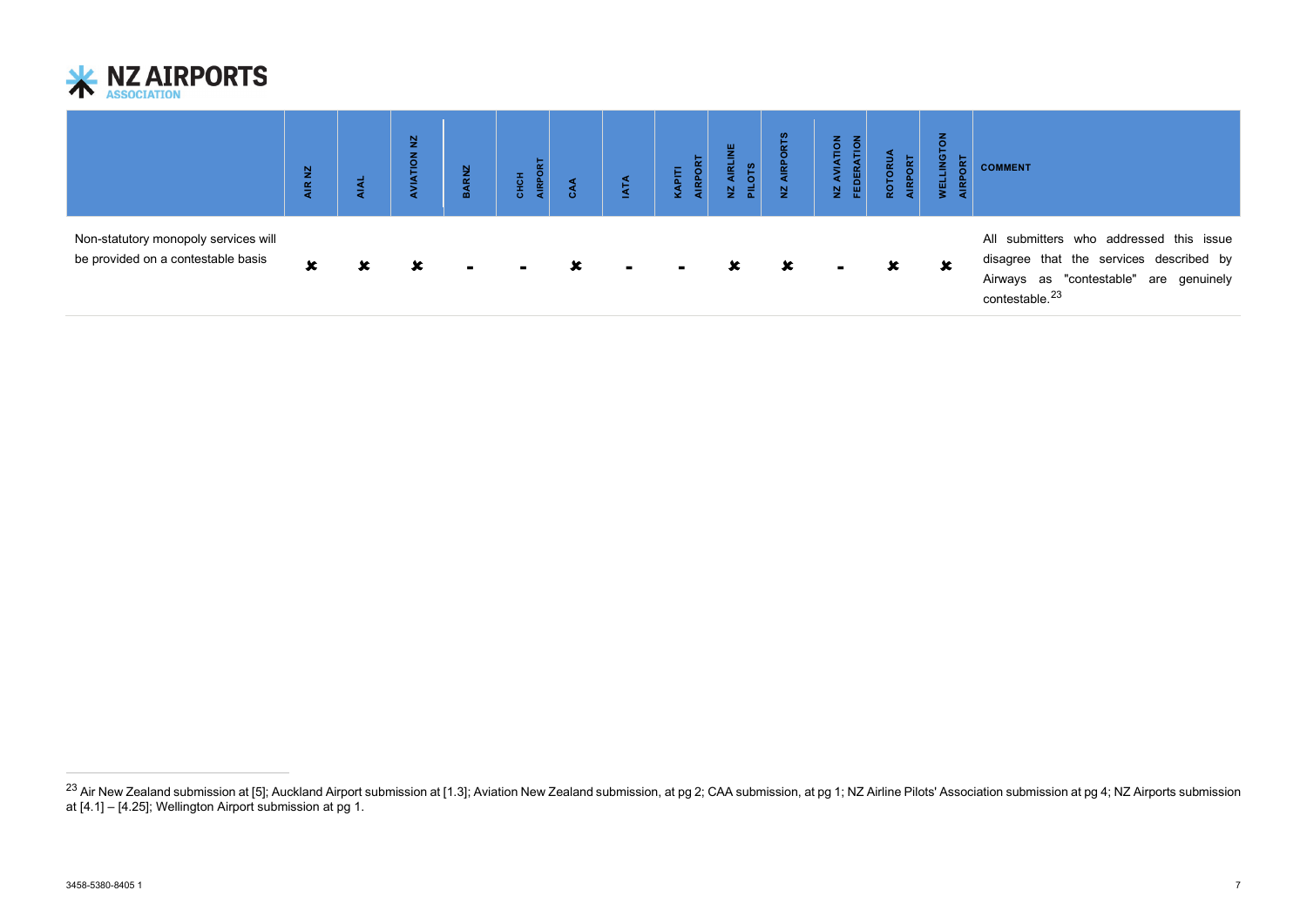| | AIR NZ | AIAL | AVIATION NZ | BARNZ | CHCH AIRPORT | CAA | IATA | KAPITI AIRPORT | NZ AIRLINE PILOTS | NZ AIRPORTS | NZ AVIATION FEDERATION | ROTORUA AIRPORT | WELLINGTON AIRPORT | COMMENT |
|---|---|---|---|---|---|---|---|---|---|---|---|---|---|---|
| Non-statutory monopoly services will be provided on a contestable basis | ✘ | ✘ | ✘ | - | - | ✘ | - | - | ✘ | ✘ | - | ✘ | ✘ | All submitters who addressed this issue disagree that the services described by Airways as "contestable" are genuinely contestable.[23] |

[23] Air New Zealand submission at [5]; Auckland Airport submission at [1.3]; Aviation New Zealand submission, at pg 2; CAA submission, at pg 1; NZ Airline Pilots' Association submission at pg 4; NZ Airports submission at [4.1] – [4.25]; Wellington Airport submission at pg 1.

3458-5380-8405 1